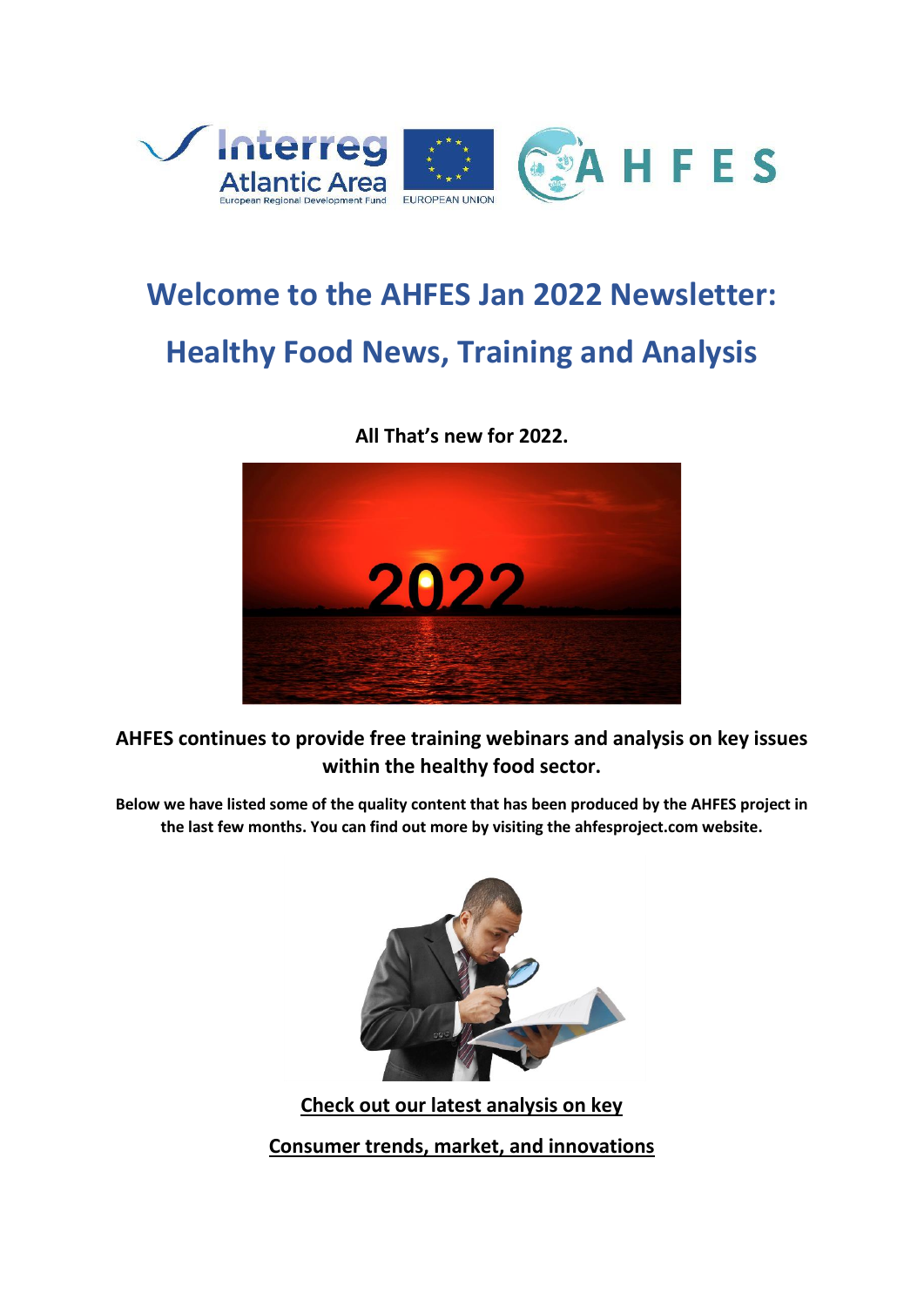# Welcome to the AHFES Jan 2022 Newsletter: Healthy Food News, Training and Analysis

**All That's new for 2022.**

**AHFES continues to provide free training webinars and analysis on key issues within the healthy food sector.**

**Below we have listed some of the quality content that has been produced by the AHFES project in the last few months. You can find out more by visiting the ahfesproject.com website.**

**Check out our latest analysis on key Consumer trends, market, and innovations**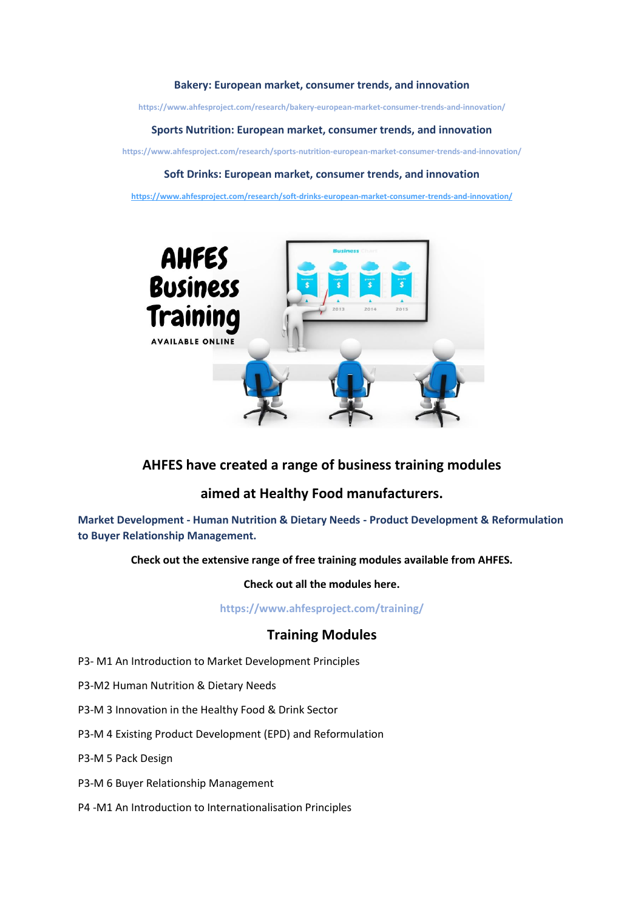**Bakery: European market, consumer trends, and innovation**

https://www.ahfesproject.com/research/bakery-european-market-consumer-trends-and-innovation/

**Sports Nutrition: European market, consumer trends, and innovation**

https://www.ahfesproject.com/research/sports-nutrition-european-market-consumer-trends-and-innovation/

**Soft Drinks: European market, consumer trends, and innovation**

https://www.ahfesproject.com/research/soft-drinks-european-market-consumer-trends-and-innovation/

**AHFES Business Training**

AVAILABLE ONLINE

## AHFES have created a range of business training modules aimed at Healthy Food manufacturers.

**Market Development - Human Nutrition & Dietary Needs - Product Development & Reformulation to Buyer Relationship Management.**

**Check out the extensive range of free training modules available from AHFES.**

**Check out all the modules here.**

**https://www.ahfesproject.com/training/**

## Training Modules

P3- M1 An Introduction to Market Development Principles

P3-M2 Human Nutrition & Dietary Needs

P3-M 3 Innovation in the Healthy Food & Drink Sector

P3-M 4 Existing Product Development (EPD) and Reformulation

P3-M 5 Pack Design

P3-M 6 Buyer Relationship Management

P4 -M1 An Introduction to Internationalisation Principles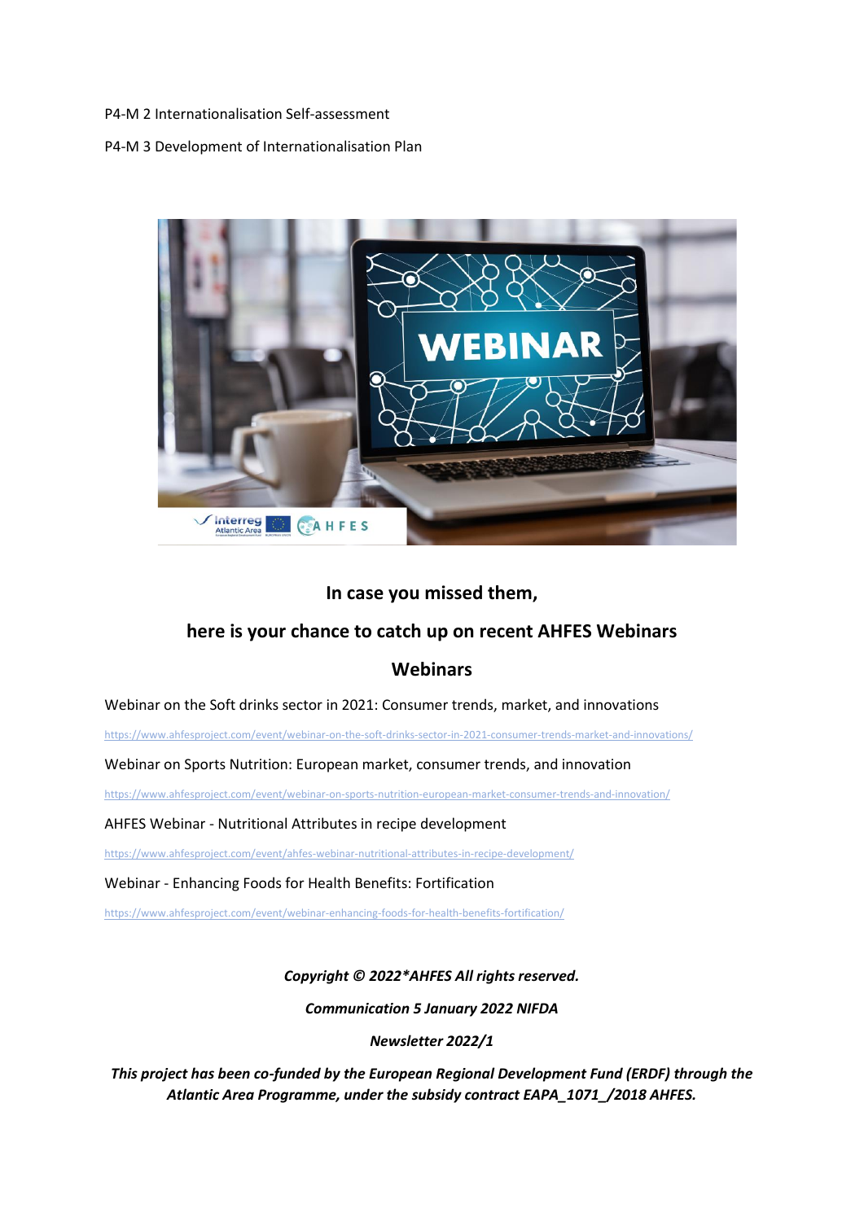P4-M 2 Internationalisation Self-assessment

P4-M 3 Development of Internationalisation Plan

**In case you missed them,**

**here is your chance to catch up on recent AHFES Webinars**

## Webinars

Webinar on the Soft drinks sector in 2021: Consumer trends, market, and innovations

https://www.ahfesproject.com/event/webinar-on-the-soft-drinks-sector-in-2021-consumer-trends-market-and-innovations/

Webinar on Sports Nutrition: European market, consumer trends, and innovation

https://www.ahfesproject.com/event/webinar-on-sports-nutrition-european-market-consumer-trends-and-innovation/

AHFES Webinar - Nutritional Attributes in recipe development

https://www.ahfesproject.com/event/ahfes-webinar-nutritional-attributes-in-recipe-development/

Webinar - Enhancing Foods for Health Benefits: Fortification

https://www.ahfesproject.com/event/webinar-enhancing-foods-for-health-benefits-fortification/

***Copyright © 2022*AHFES All rights reserved.***

***Communication 5 January 2022 NIFDA***

***Newsletter 2022/1***

***This project has been co-funded by the European Regional Development Fund (ERDF) through the Atlantic Area Programme, under the subsidy contract EAPA_1071_/2018 AHFES.***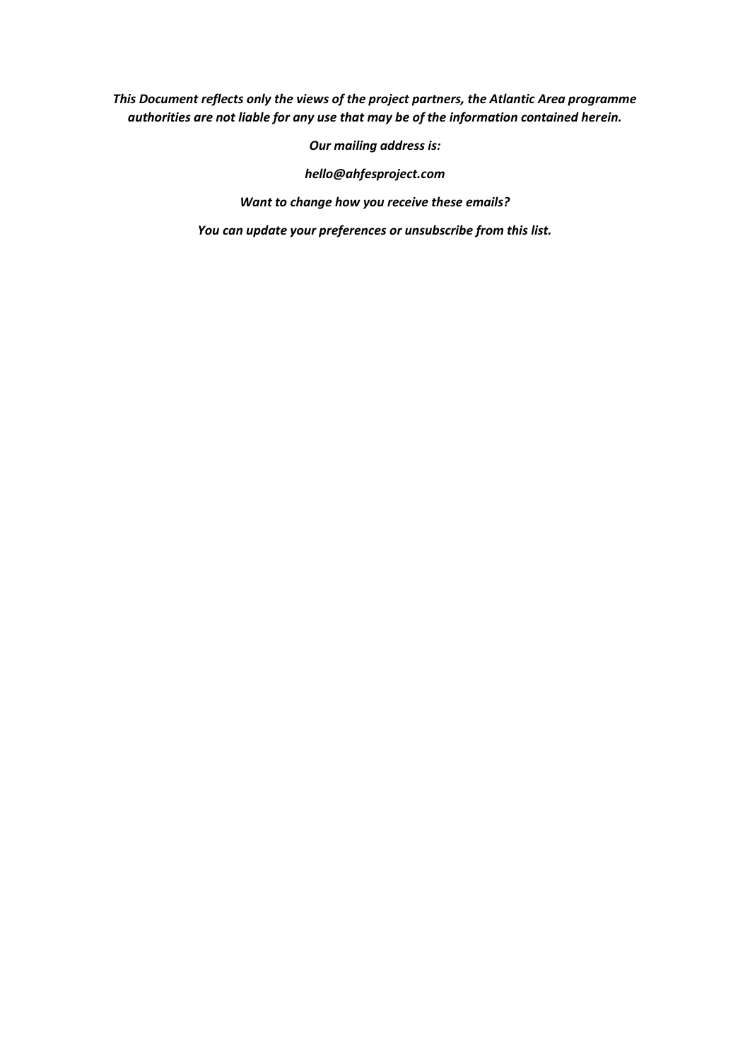***This Document reflects only the views of the project partners, the Atlantic Area programme authorities are not liable for any use that may be of the information contained herein.***

***Our mailing address is:***

***hello@ahfesproject.com***

***Want to change how you receive these emails?***

***You can update your preferences or unsubscribe from this list.***